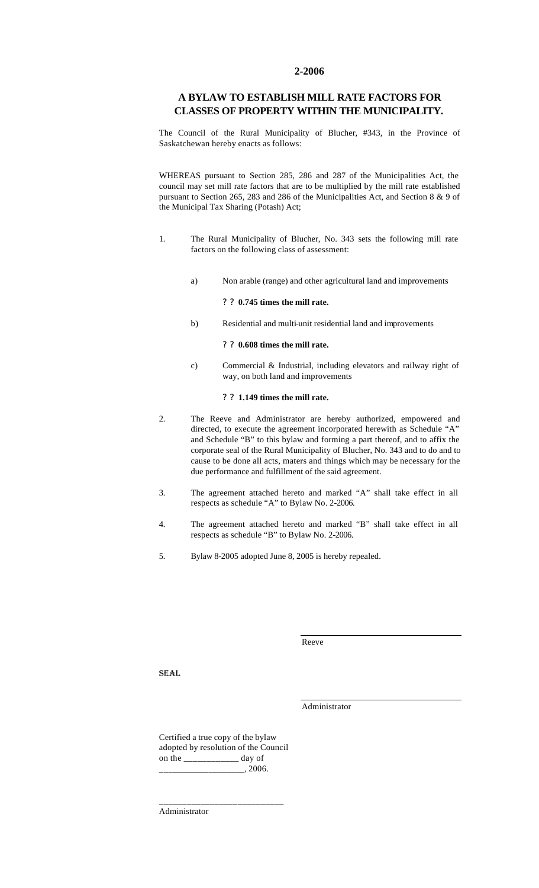# 2-2006

## A BYLAW TO ESTABLISH MILL RATE FACTORS FOR CLASSES OF PROPERTY WITHIN THE MUNICIPALITY.

The Council of the Rural Municipality of Blucher, #343, in the Province of Saskatchewan hereby enacts as follows:

WHEREAS pursuant to Section 285, 286 and 287 of the Municipalities Act, the council may set mill rate factors that are to be multiplied by the mill rate established pursuant to Section 265, 283 and 286 of the Municipalities Act, and Section 8 & 9 of the Municipal Tax Sharing (Potash) Act;

1. The Rural Municipality of Blucher, No. 343 sets the following mill rate factors on the following class of assessment:

   a) Non arable (range) and other agricultural land and improvements

      ? ? **0.745 times the mill rate.**

   b) Residential and multi-unit residential land and improvements

      ? ? **0.608 times the mill rate.**

   c) Commercial & Industrial, including elevators and railway right of way, on both land and improvements

      ? ? **1.149 times the mill rate.**

2. The Reeve and Administrator are hereby authorized, empowered and directed, to execute the agreement incorporated herewith as Schedule "A" and Schedule "B" to this bylaw and forming a part thereof, and to affix the corporate seal of the Rural Municipality of Blucher, No. 343 and to do and to cause to be done all acts, maters and things which may be necessary for the due performance and fulfillment of the said agreement.

3. The agreement attached hereto and marked "A" shall take effect in all respects as schedule "A" to Bylaw No. 2-2006.

4. The agreement attached hereto and marked "B" shall take effect in all respects as schedule "B" to Bylaw No. 2-2006.

5. Bylaw 8-2005 adopted June 8, 2005 is hereby repealed.

______________________________
Reeve

SEAL

______________________________
Administrator

Certified a true copy of the bylaw adopted by resolution of the Council on the ____________ day of __________________, 2006.

______________________________
Administrator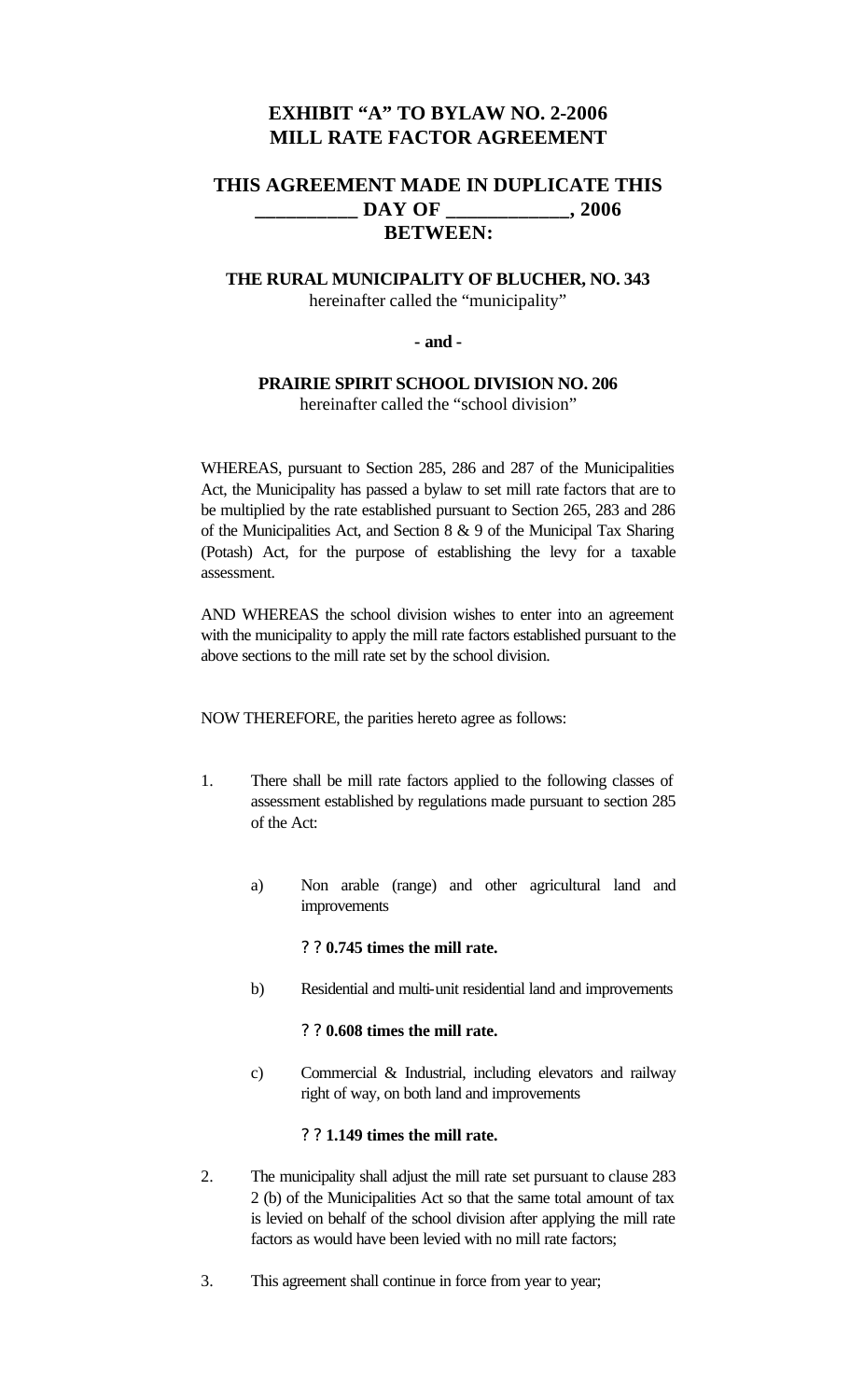# EXHIBIT "A" TO BYLAW NO. 2-2006
# MILL RATE FACTOR AGREEMENT

## THIS AGREEMENT MADE IN DUPLICATE THIS __________ DAY OF ____________, 2006 BETWEEN:

**THE RURAL MUNICIPALITY OF BLUCHER, NO. 343**
hereinafter called the "municipality"

**- and -**

**PRAIRIE SPIRIT SCHOOL DIVISION NO. 206**
hereinafter called the "school division"

WHEREAS, pursuant to Section 285, 286 and 287 of the Municipalities Act, the Municipality has passed a bylaw to set mill rate factors that are to be multiplied by the rate established pursuant to Section 265, 283 and 286 of the Municipalities Act, and Section 8 & 9 of the Municipal Tax Sharing (Potash) Act, for the purpose of establishing the levy for a taxable assessment.

AND WHEREAS the school division wishes to enter into an agreement with the municipality to apply the mill rate factors established pursuant to the above sections to the mill rate set by the school division.

NOW THEREFORE, the parities hereto agree as follows:

1. There shall be mill rate factors applied to the following classes of assessment established by regulations made pursuant to section 285 of the Act:

   a) Non arable (range) and other agricultural land and improvements

      ? ? **0.745 times the mill rate.**

   b) Residential and multi-unit residential land and improvements

      ? ? **0.608 times the mill rate.**

   c) Commercial & Industrial, including elevators and railway right of way, on both land and improvements

      ? ? **1.149 times the mill rate.**

2. The municipality shall adjust the mill rate set pursuant to clause 283 2 (b) of the Municipalities Act so that the same total amount of tax is levied on behalf of the school division after applying the mill rate factors as would have been levied with no mill rate factors;

3. This agreement shall continue in force from year to year;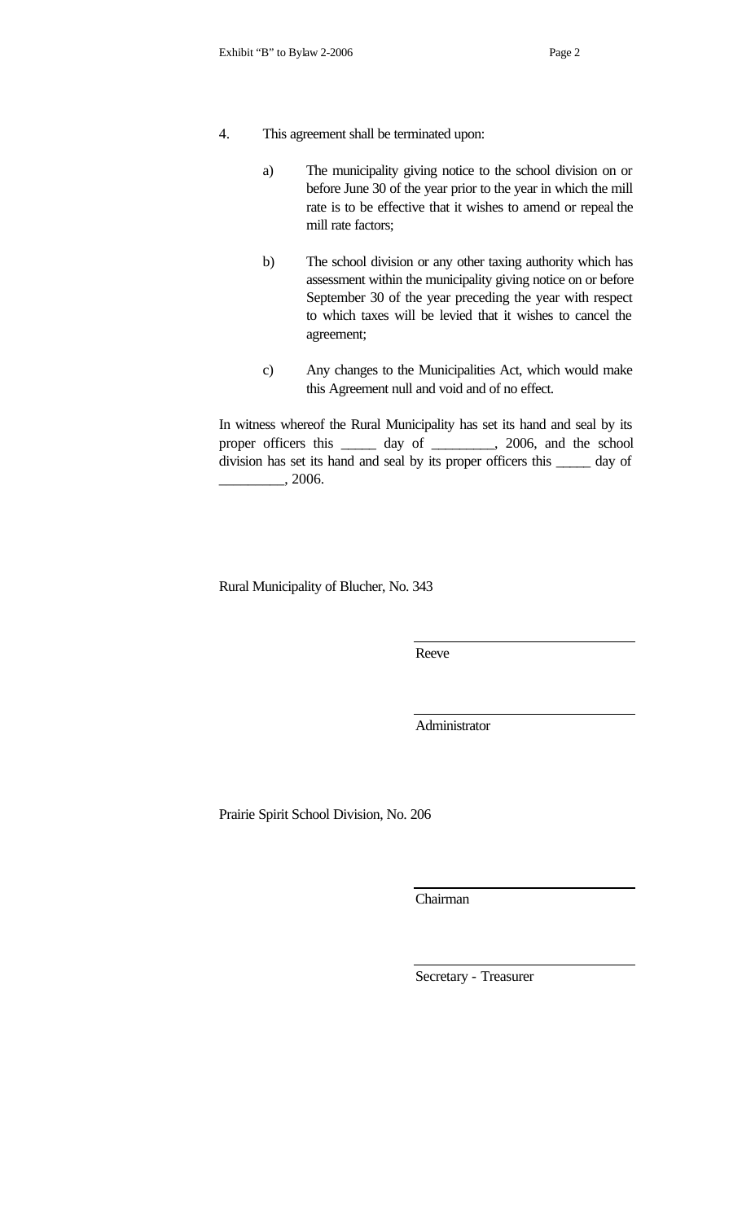4. This agreement shall be terminated upon:

   a) The municipality giving notice to the school division on or before June 30 of the year prior to the year in which the mill rate is to be effective that it wishes to amend or repeal the mill rate factors;

   b) The school division or any other taxing authority which has assessment within the municipality giving notice on or before September 30 of the year preceding the year with respect to which taxes will be levied that it wishes to cancel the agreement;

   c) Any changes to the Municipalities Act, which would make this Agreement null and void and of no effect.

In witness whereof the Rural Municipality has set its hand and seal by its proper officers this _____ day of _________, 2006, and the school division has set its hand and seal by its proper officers this _____ day of _________, 2006.

Rural Municipality of Blucher, No. 343

______________________________
Reeve

______________________________
Administrator

Prairie Spirit School Division, No. 206

______________________________
Chairman

______________________________
Secretary - Treasurer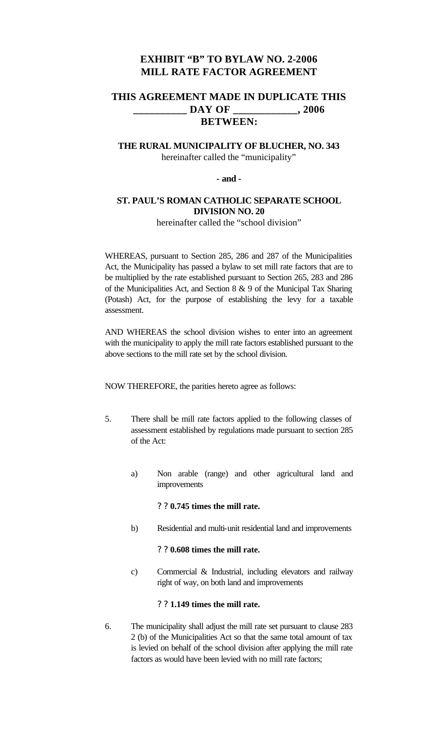# EXHIBIT "B" TO BYLAW NO. 2-2006
# MILL RATE FACTOR AGREEMENT

## THIS AGREEMENT MADE IN DUPLICATE THIS __________ DAY OF ____________, 2006
## BETWEEN:

**THE RURAL MUNICIPALITY OF BLUCHER, NO. 343**
hereinafter called the "municipality"

**- and -**

**ST. PAUL'S ROMAN CATHOLIC SEPARATE SCHOOL DIVISION NO. 20**
hereinafter called the "school division"

WHEREAS, pursuant to Section 285, 286 and 287 of the Municipalities Act, the Municipality has passed a bylaw to set mill rate factors that are to be multiplied by the rate established pursuant to Section 265, 283 and 286 of the Municipalities Act, and Section 8 & 9 of the Municipal Tax Sharing (Potash) Act, for the purpose of establishing the levy for a taxable assessment.

AND WHEREAS the school division wishes to enter into an agreement with the municipality to apply the mill rate factors established pursuant to the above sections to the mill rate set by the school division.

NOW THEREFORE, the parities hereto agree as follows:

5. There shall be mill rate factors applied to the following classes of assessment established by regulations made pursuant to section 285 of the Act:

   a) Non arable (range) and other agricultural land and improvements

      ? ? **0.745 times the mill rate.**

   b) Residential and multi-unit residential land and improvements

      ? ? **0.608 times the mill rate.**

   c) Commercial & Industrial, including elevators and railway right of way, on both land and improvements

      ? ? **1.149 times the mill rate.**

6. The municipality shall adjust the mill rate set pursuant to clause 283 2 (b) of the Municipalities Act so that the same total amount of tax is levied on behalf of the school division after applying the mill rate factors as would have been levied with no mill rate factors;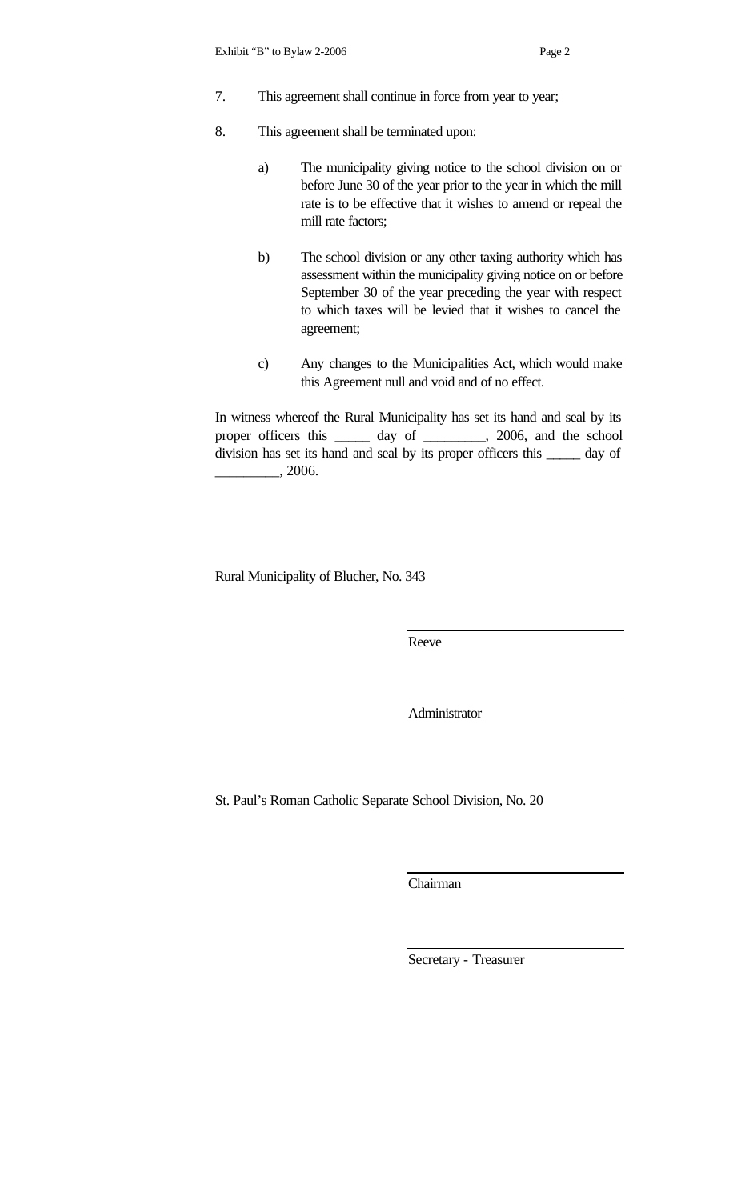7. This agreement shall continue in force from year to year;

8. This agreement shall be terminated upon:

   a) The municipality giving notice to the school division on or before June 30 of the year prior to the year in which the mill rate is to be effective that it wishes to amend or repeal the mill rate factors;

   b) The school division or any other taxing authority which has assessment within the municipality giving notice on or before September 30 of the year preceding the year with respect to which taxes will be levied that it wishes to cancel the agreement;

   c) Any changes to the Municipalities Act, which would make this Agreement null and void and of no effect.

In witness whereof the Rural Municipality has set its hand and seal by its proper officers this _____ day of _________, 2006, and the school division has set its hand and seal by its proper officers this _____ day of _________, 2006.

Rural Municipality of Blucher, No. 343

\_\_\_\_\_\_\_\_\_\_\_\_\_\_\_\_\_\_\_\_\_\_\_\_\_\_\_\_
Reeve

\_\_\_\_\_\_\_\_\_\_\_\_\_\_\_\_\_\_\_\_\_\_\_\_\_\_\_\_
Administrator

St. Paul's Roman Catholic Separate School Division, No. 20

\_\_\_\_\_\_\_\_\_\_\_\_\_\_\_\_\_\_\_\_\_\_\_\_\_\_\_\_
Chairman

\_\_\_\_\_\_\_\_\_\_\_\_\_\_\_\_\_\_\_\_\_\_\_\_\_\_\_\_
Secretary - Treasurer